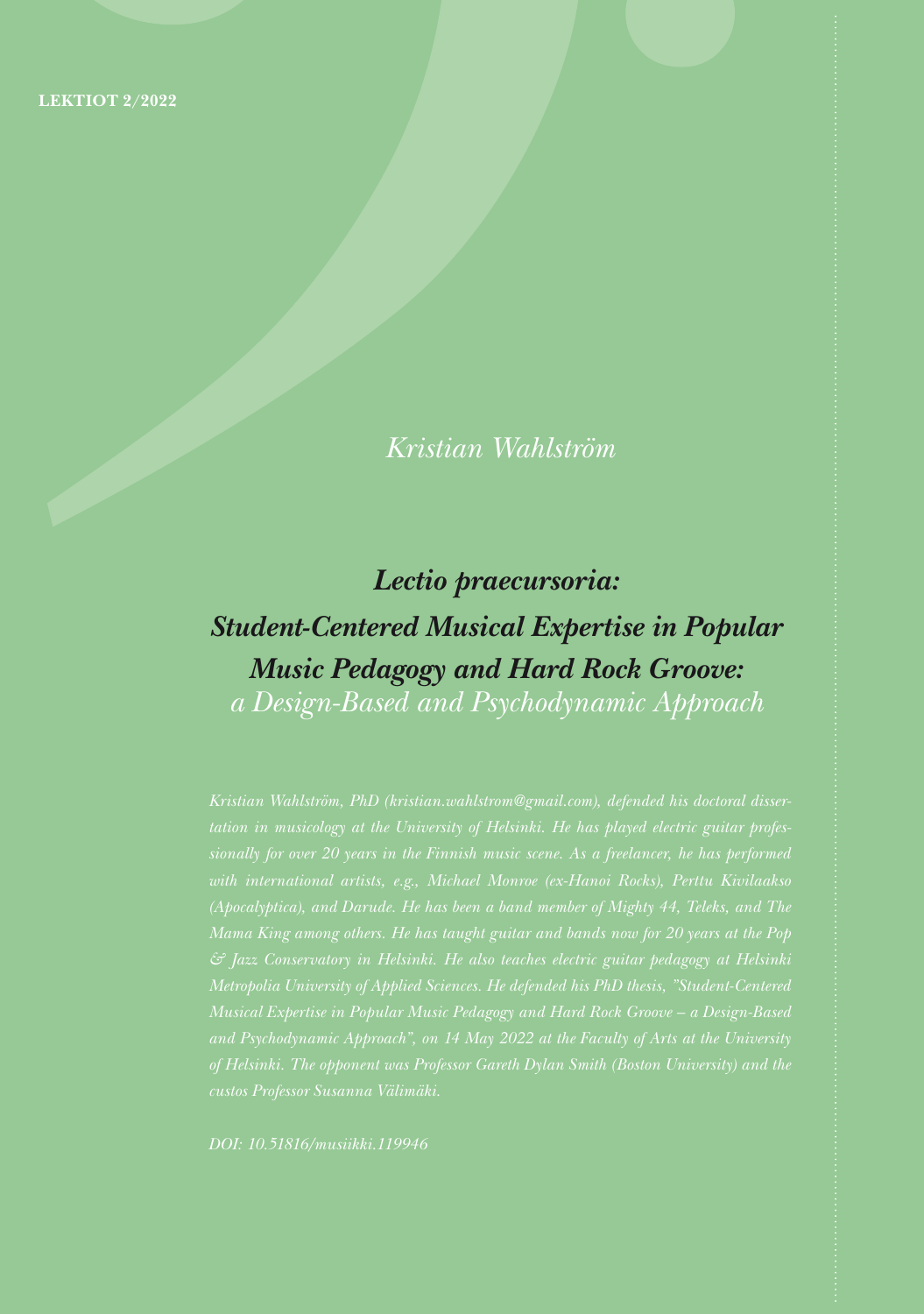LEKTIOT 2/2022

*Kristian Wahlström*

# *Lectio praecursoria: Student-Centered Musical Expertise in Popular Music Pedagogy and Hard Rock Groove: a Design-Based and Psychodynamic Approach*

*Kristian Wahlström, PhD (kristian.wahlstrom@gmail.com), defended his doctoral dissertation in musicology at the University of Helsinki. He has played electric guitar professionally for over 20 years in the Finnish music scene. As a freelancer, he has performed with international artists, e.g., Michael Monroe (ex-Hanoi Rocks), Perttu Kivilaakso (Apocalyptica), and Darude. He has been a band member of Mighty 44, Teleks, and The Mama King among others. He has taught guitar and bands now for 20 years at the Pop & Jazz Conservatory in Helsinki. He also teaches electric guitar pedagogy at Helsinki Metropolia University of Applied Sciences. He defended his PhD thesis, "Student-Centered Musical Expertise in Popular Music Pedagogy and Hard Rock Groove – a Design-Based and Psychodynamic Approach", on 14 May 2022 at the Faculty of Arts at the University of Helsinki. The opponent was Professor Gareth Dylan Smith (Boston University) and the custos Professor Susanna Välimäki.*

*DOI: 10.51816/musiikki.119946*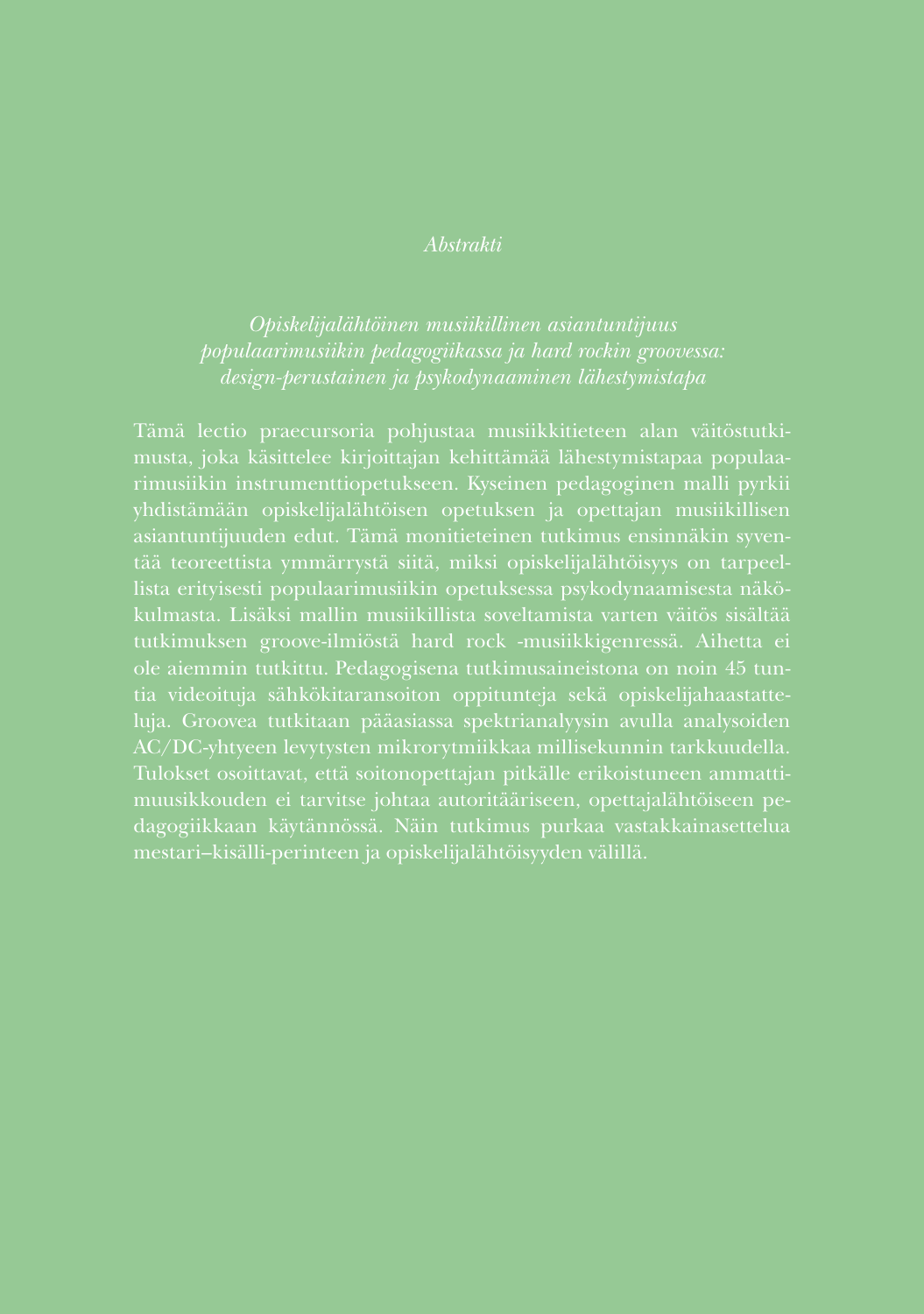*Abstrakti*

*Opiskelijalähtöinen musiikillinen asiantuntijuus populaarimusiikin pedagogiikassa ja hard rockin groovessa: design-perustainen ja psykodynaaminen lähestymistapa*

Tämä lectio praecursoria pohjustaa musiikkitieteen alan väitöstutkimusta, joka käsittelee kirjoittajan kehittämää lähestymistapaa populaarimusiikin instrumenttiopetukseen. Kyseinen pedagoginen malli pyrkii yhdistämään opiskelijalähtöisen opetuksen ja opettajan musiikillisen asiantuntijuuden edut. Tämä monitieteinen tutkimus ensinnäkin syventää teoreettista ymmärrystä siitä, miksi opiskelijalähtöisyys on tarpeellista erityisesti populaarimusiikin opetuksessa psykodynaamisesta näkökulmasta. Lisäksi mallin musiikillista soveltamista varten väitös sisältää tutkimuksen groove-ilmiöstä hard rock -musiikkigenressä. Aihetta ei ole aiemmin tutkittu. Pedagogisena tutkimusaineistona on noin 45 tuntia videoituja sähkökitaransoiton oppitunteja sekä opiskelijahaastatteluja. Groovea tutkitaan pääasiassa spektrianalyysin avulla analysoiden AC/DC-yhtyeen levytysten mikrorytmiikkaa millisekunnin tarkkuudella. Tulokset osoittavat, että soitonopettajan pitkälle erikoistuneen ammattimuusikkouden ei tarvitse johtaa autoritääriseen, opettajalähtöiseen pedagogiikkaan käytännössä. Näin tutkimus purkaa vastakkainasettelua mestari–kisälli-perinteen ja opiskelijalähtöisyyden välillä.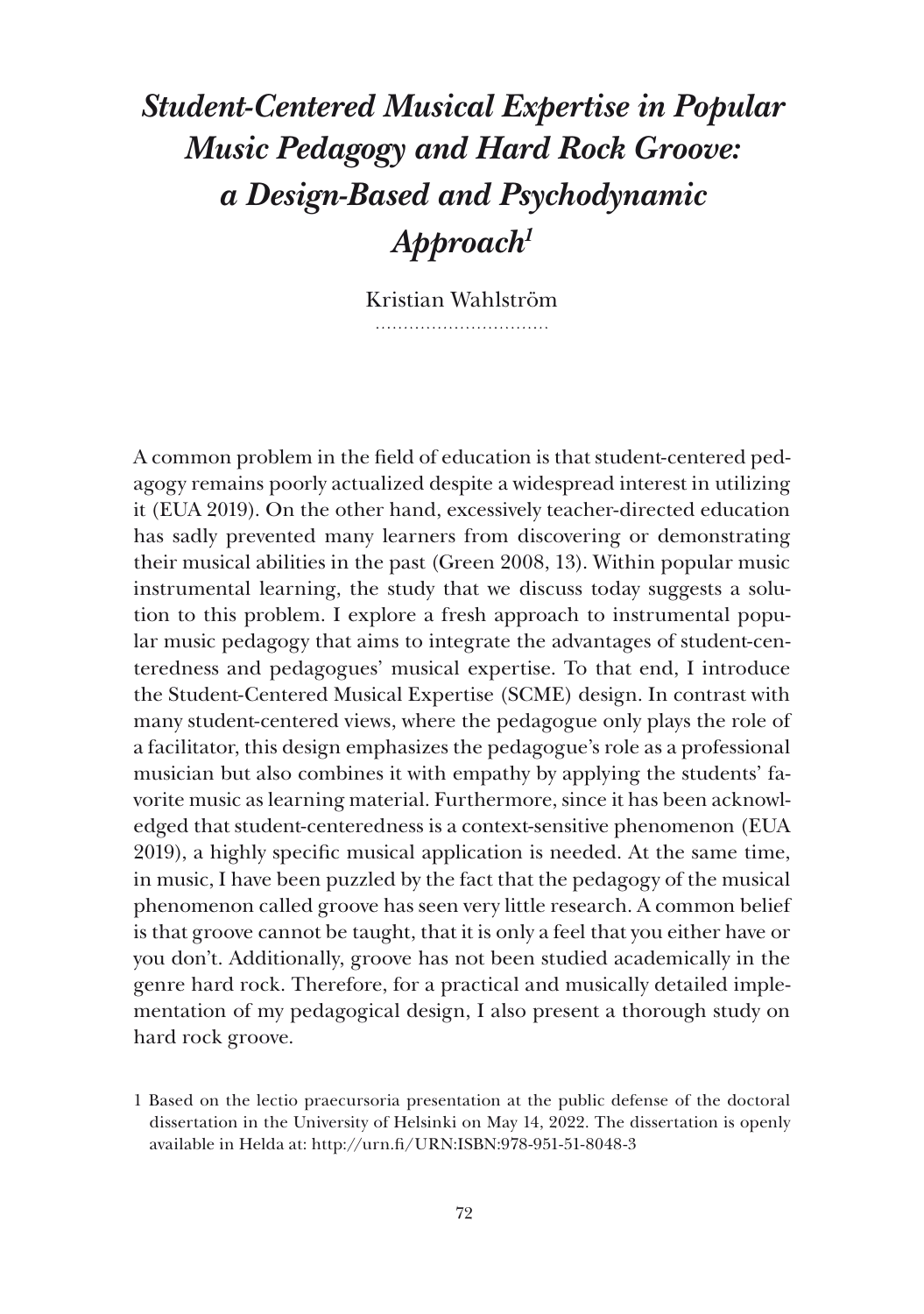# *Student-Centered Musical Expertise in Popular Music Pedagogy and Hard Rock Groove: a Design-Based and Psychodynamic Approach*[1]

Kristian Wahlström

A common problem in the field of education is that student-centered pedagogy remains poorly actualized despite a widespread interest in utilizing it (EUA 2019). On the other hand, excessively teacher-directed education has sadly prevented many learners from discovering or demonstrating their musical abilities in the past (Green 2008, 13). Within popular music instrumental learning, the study that we discuss today suggests a solution to this problem. I explore a fresh approach to instrumental popular music pedagogy that aims to integrate the advantages of student-centeredness and pedagogues' musical expertise. To that end, I introduce the Student-Centered Musical Expertise (SCME) design. In contrast with many student-centered views, where the pedagogue only plays the role of a facilitator, this design emphasizes the pedagogue's role as a professional musician but also combines it with empathy by applying the students' favorite music as learning material. Furthermore, since it has been acknowledged that student-centeredness is a context-sensitive phenomenon (EUA 2019), a highly specific musical application is needed. At the same time, in music, I have been puzzled by the fact that the pedagogy of the musical phenomenon called groove has seen very little research. A common belief is that groove cannot be taught, that it is only a feel that you either have or you don't. Additionally, groove has not been studied academically in the genre hard rock. Therefore, for a practical and musically detailed implementation of my pedagogical design, I also present a thorough study on hard rock groove.

1 Based on the lectio praecursoria presentation at the public defense of the doctoral dissertation in the University of Helsinki on May 14, 2022. The dissertation is openly available in Helda at: http://urn.fi/URN:ISBN:978-951-51-8048-3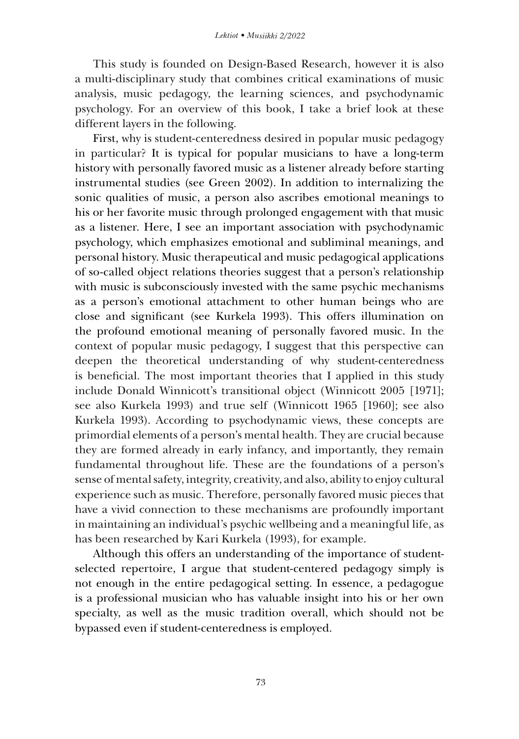This study is founded on Design-Based Research, however it is also a multi-disciplinary study that combines critical examinations of music analysis, music pedagogy, the learning sciences, and psychodynamic psychology. For an overview of this book, I take a brief look at these different layers in the following.

First, why is student-centeredness desired in popular music pedagogy in particular? It is typical for popular musicians to have a long-term history with personally favored music as a listener already before starting instrumental studies (see Green 2002). In addition to internalizing the sonic qualities of music, a person also ascribes emotional meanings to his or her favorite music through prolonged engagement with that music as a listener. Here, I see an important association with psychodynamic psychology, which emphasizes emotional and subliminal meanings, and personal history. Music therapeutical and music pedagogical applications of so-called object relations theories suggest that a person's relationship with music is subconsciously invested with the same psychic mechanisms as a person's emotional attachment to other human beings who are close and significant (see Kurkela 1993). This offers illumination on the profound emotional meaning of personally favored music. In the context of popular music pedagogy, I suggest that this perspective can deepen the theoretical understanding of why student-centeredness is beneficial. The most important theories that I applied in this study include Donald Winnicott's transitional object (Winnicott 2005 [1971]; see also Kurkela 1993) and true self (Winnicott 1965 [1960]; see also Kurkela 1993). According to psychodynamic views, these concepts are primordial elements of a person's mental health. They are crucial because they are formed already in early infancy, and importantly, they remain fundamental throughout life. These are the foundations of a person's sense of mental safety, integrity, creativity, and also, ability to enjoy cultural experience such as music. Therefore, personally favored music pieces that have a vivid connection to these mechanisms are profoundly important in maintaining an individual's psychic wellbeing and a meaningful life, as has been researched by Kari Kurkela (1993), for example.

Although this offers an understanding of the importance of student-selected repertoire, I argue that student-centered pedagogy simply is not enough in the entire pedagogical setting. In essence, a pedagogue is a professional musician who has valuable insight into his or her own specialty, as well as the music tradition overall, which should not be bypassed even if student-centeredness is employed.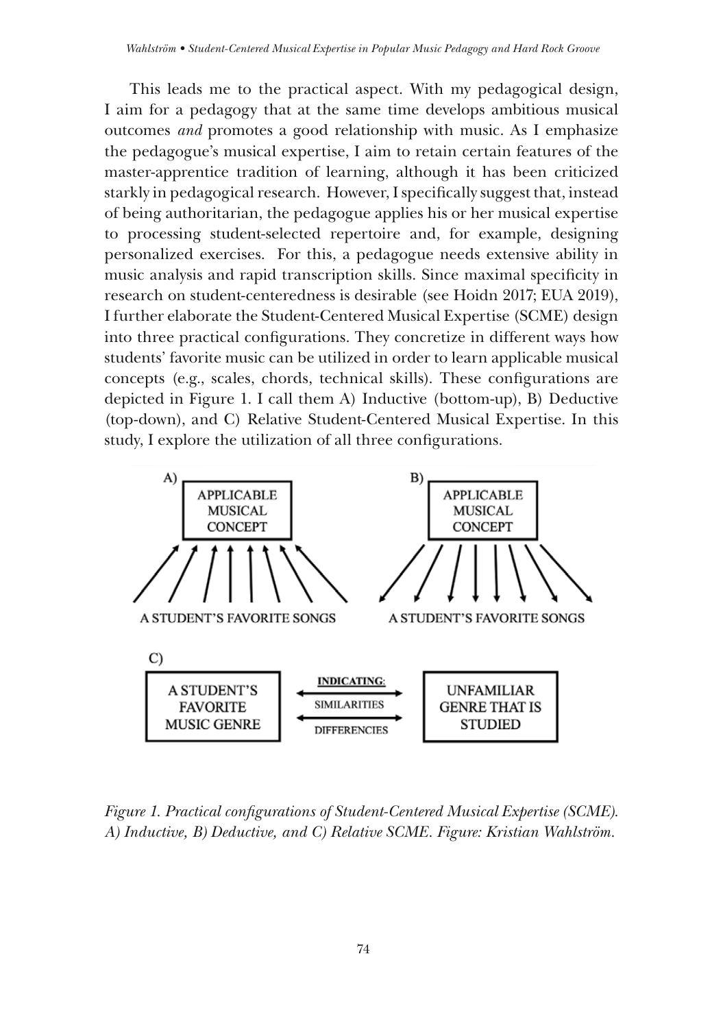This leads me to the practical aspect. With my pedagogical design, I aim for a pedagogy that at the same time develops ambitious musical outcomes *and* promotes a good relationship with music. As I emphasize the pedagogue's musical expertise, I aim to retain certain features of the master-apprentice tradition of learning, although it has been criticized starkly in pedagogical research. However, I specifically suggest that, instead of being authoritarian, the pedagogue applies his or her musical expertise to processing student-selected repertoire and, for example, designing personalized exercises. For this, a pedagogue needs extensive ability in music analysis and rapid transcription skills. Since maximal specificity in research on student-centeredness is desirable (see Hoidn 2017; EUA 2019), I further elaborate the Student-Centered Musical Expertise (SCME) design into three practical configurations. They concretize in different ways how students' favorite music can be utilized in order to learn applicable musical concepts (e.g., scales, chords, technical skills). These configurations are depicted in Figure 1. I call them A) Inductive (bottom-up), B) Deductive (top-down), and C) Relative Student-Centered Musical Expertise. In this study, I explore the utilization of all three configurations.

A) APPLICABLE MUSICAL CONCEPT ← A STUDENT'S FAVORITE SONGS

B) APPLICABLE MUSICAL CONCEPT → A STUDENT'S FAVORITE SONGS

C) A STUDENT'S FAVORITE MUSIC GENRE ↔ INDICATING: SIMILARITIES / DIFFERENCIES ↔ UNFAMILIAR GENRE THAT IS STUDIED

*Figure 1. Practical configurations of Student-Centered Musical Expertise (SCME). A) Inductive, B) Deductive, and C) Relative SCME. Figure: Kristian Wahlström.*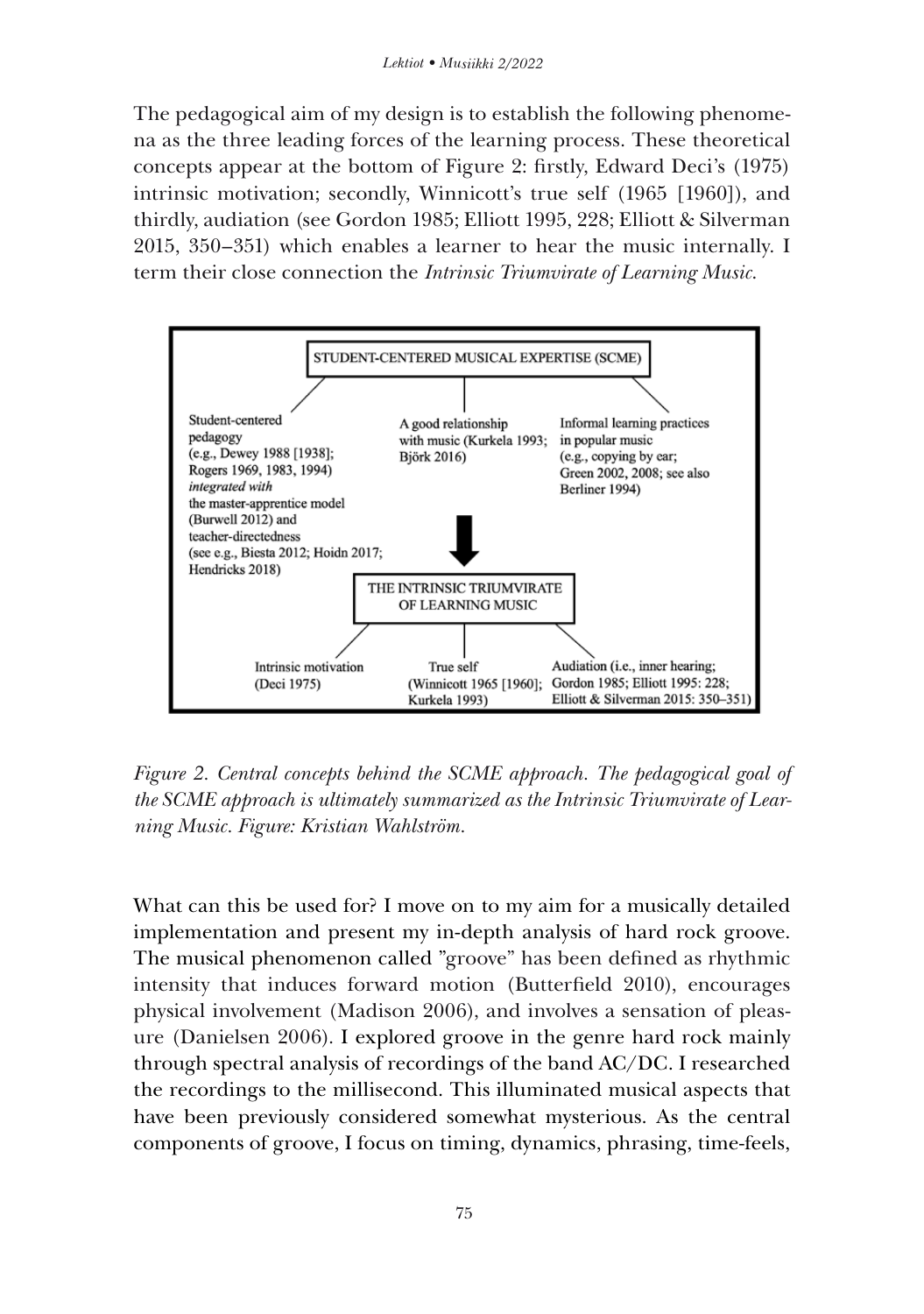The pedagogical aim of my design is to establish the following phenomena as the three leading forces of the learning process. These theoretical concepts appear at the bottom of Figure 2: firstly, Edward Deci's (1975) intrinsic motivation; secondly, Winnicott's true self (1965 [1960]), and thirdly, audiation (see Gordon 1985; Elliott 1995, 228; Elliott & Silverman 2015, 350–351) which enables a learner to hear the music internally. I term their close connection the *Intrinsic Triumvirate of Learning Music*.

STUDENT-CENTERED MUSICAL EXPERTISE (SCME)

- Student-centered pedagogy (e.g., Dewey 1988 [1938]; Rogers 1969, 1983, 1994) *integrated with* the master-apprentice model (Burwell 2012) and teacher-directedness (see e.g., Biesta 2012; Hoidn 2017; Hendricks 2018)
- A good relationship with music (Kurkela 1993; Björk 2016)
- Informal learning practices in popular music (e.g., copying by ear; Green 2002, 2008; see also Berliner 1994)

THE INTRINSIC TRIUMVIRATE OF LEARNING MUSIC

- Intrinsic motivation (Deci 1975)
- True self (Winnicott 1965 [1960]; Kurkela 1993)
- Audiation (i.e., inner hearing; Gordon 1985; Elliott 1995: 228; Elliott & Silverman 2015: 350–351)

*Figure 2. Central concepts behind the SCME approach. The pedagogical goal of the SCME approach is ultimately summarized as the Intrinsic Triumvirate of Learning Music. Figure: Kristian Wahlström.*

What can this be used for? I move on to my aim for a musically detailed implementation and present my in-depth analysis of hard rock groove. The musical phenomenon called "groove" has been defined as rhythmic intensity that induces forward motion (Butterfield 2010), encourages physical involvement (Madison 2006), and involves a sensation of pleasure (Danielsen 2006). I explored groove in the genre hard rock mainly through spectral analysis of recordings of the band AC/DC. I researched the recordings to the millisecond. This illuminated musical aspects that have been previously considered somewhat mysterious. As the central components of groove, I focus on timing, dynamics, phrasing, time-feels,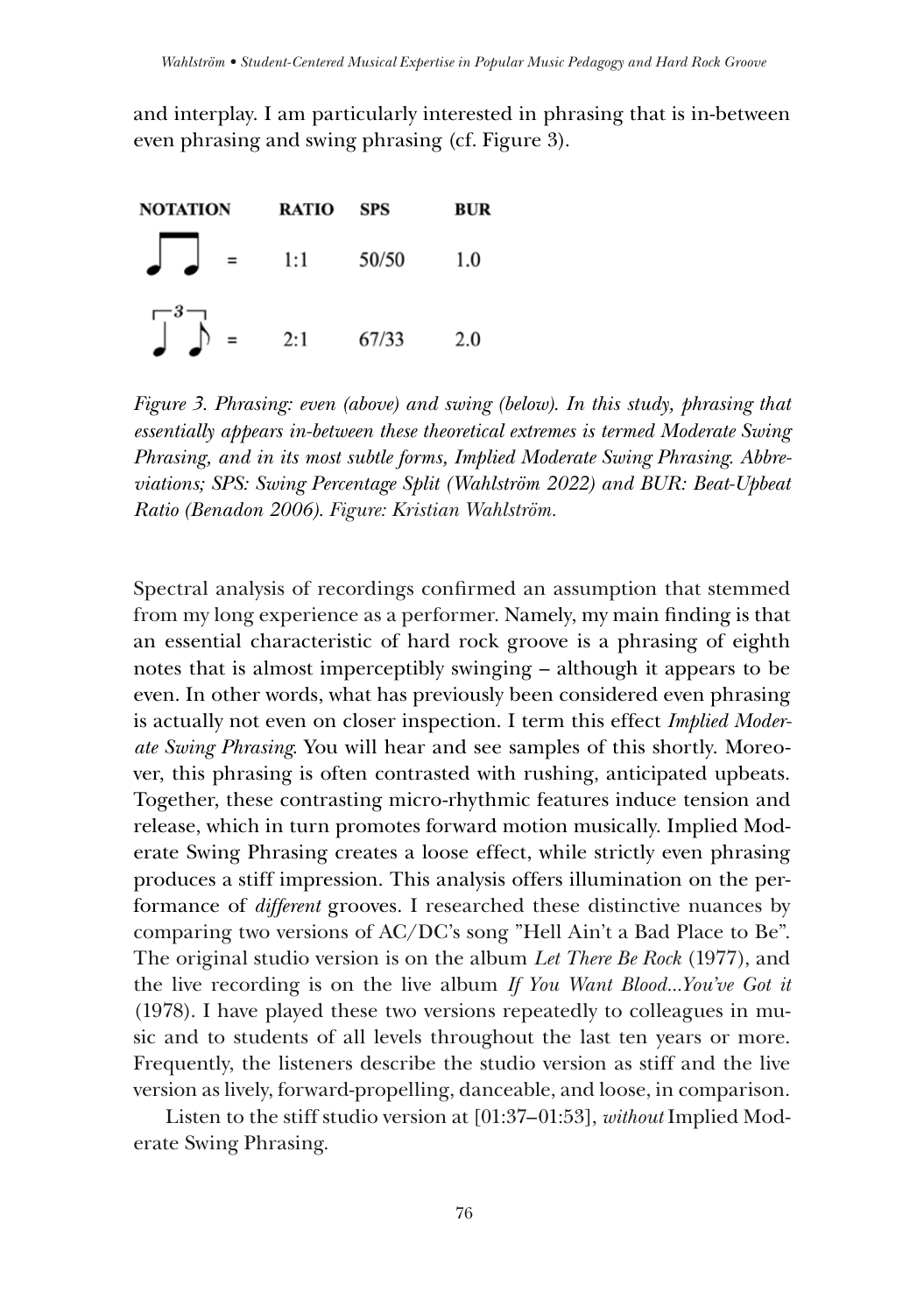and interplay. I am particularly interested in phrasing that is in-between even phrasing and swing phrasing (cf. Figure 3).

| NOTATION | RATIO | SPS | BUR |
|---|---|---|---|
| ♩♩ (two even eighth notes) = | 1:1 | 50/50 | 1.0 |
| ♩♪ (triplet) = | 2:1 | 67/33 | 2.0 |

*Figure 3. Phrasing: even (above) and swing (below). In this study, phrasing that essentially appears in-between these theoretical extremes is termed Moderate Swing Phrasing, and in its most subtle forms, Implied Moderate Swing Phrasing. Abbreviations; SPS: Swing Percentage Split (Wahlström 2022) and BUR: Beat-Upbeat Ratio (Benadon 2006). Figure: Kristian Wahlström.*

Spectral analysis of recordings confirmed an assumption that stemmed from my long experience as a performer. Namely, my main finding is that an essential characteristic of hard rock groove is a phrasing of eighth notes that is almost imperceptibly swinging – although it appears to be even. In other words, what has previously been considered even phrasing is actually not even on closer inspection. I term this effect *Implied Moderate Swing Phrasing*. You will hear and see samples of this shortly. Moreover, this phrasing is often contrasted with rushing, anticipated upbeats. Together, these contrasting micro-rhythmic features induce tension and release, which in turn promotes forward motion musically. Implied Moderate Swing Phrasing creates a loose effect, while strictly even phrasing produces a stiff impression. This analysis offers illumination on the performance of *different* grooves. I researched these distinctive nuances by comparing two versions of AC/DC's song "Hell Ain't a Bad Place to Be". The original studio version is on the album *Let There Be Rock* (1977), and the live recording is on the live album *If You Want Blood...You've Got it* (1978). I have played these two versions repeatedly to colleagues in music and to students of all levels throughout the last ten years or more. Frequently, the listeners describe the studio version as stiff and the live version as lively, forward-propelling, danceable, and loose, in comparison.

Listen to the stiff studio version at [01:37–01:53], *without* Implied Moderate Swing Phrasing.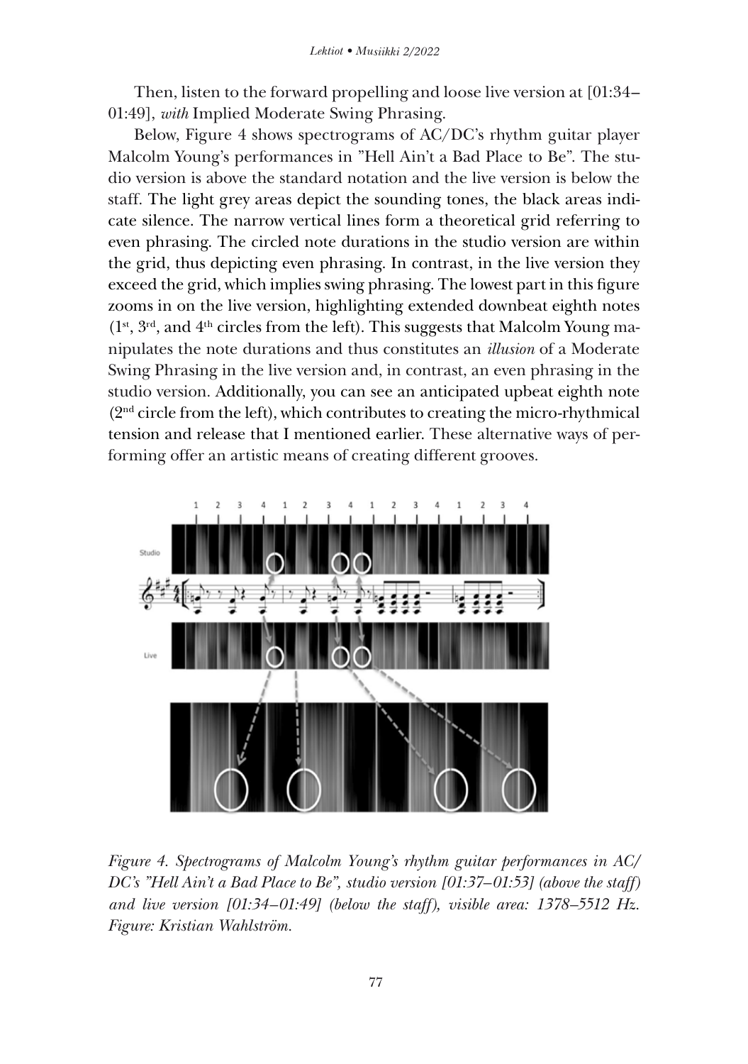Then, listen to the forward propelling and loose live version at [01:34–01:49], *with* Implied Moderate Swing Phrasing.

Below, Figure 4 shows spectrograms of AC/DC's rhythm guitar player Malcolm Young's performances in "Hell Ain't a Bad Place to Be". The studio version is above the standard notation and the live version is below the staff. The light grey areas depict the sounding tones, the black areas indicate silence. The narrow vertical lines form a theoretical grid referring to even phrasing. The circled note durations in the studio version are within the grid, thus depicting even phrasing. In contrast, in the live version they exceed the grid, which implies swing phrasing. The lowest part in this figure zooms in on the live version, highlighting extended downbeat eighth notes (1st, 3rd, and 4th circles from the left). This suggests that Malcolm Young manipulates the note durations and thus constitutes an *illusion* of a Moderate Swing Phrasing in the live version and, in contrast, an even phrasing in the studio version. Additionally, you can see an anticipated upbeat eighth note (2nd circle from the left), which contributes to creating the micro-rhythmical tension and release that I mentioned earlier. These alternative ways of performing offer an artistic means of creating different grooves.

*Figure 4. Spectrograms of Malcolm Young's rhythm guitar performances in AC/DC's "Hell Ain't a Bad Place to Be", studio version [01:37–01:53] (above the staff) and live version [01:34–01:49] (below the staff), visible area: 1378–5512 Hz. Figure: Kristian Wahlström.*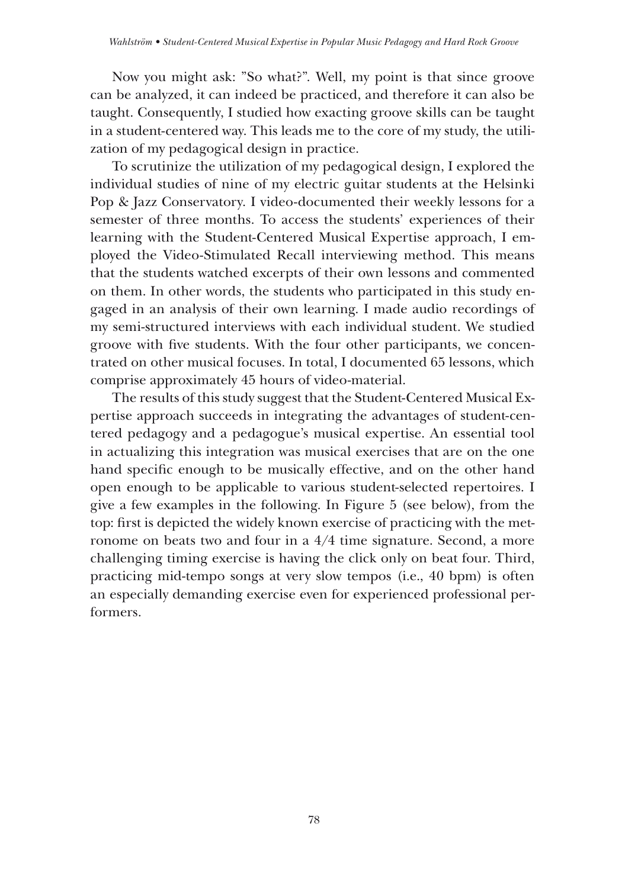Now you might ask: ”So what?”. Well, my point is that since groove can be analyzed, it can indeed be practiced, and therefore it can also be taught. Consequently, I studied how exacting groove skills can be taught in a student-centered way. This leads me to the core of my study, the utilization of my pedagogical design in practice.

To scrutinize the utilization of my pedagogical design, I explored the individual studies of nine of my electric guitar students at the Helsinki Pop & Jazz Conservatory. I video-documented their weekly lessons for a semester of three months. To access the students' experiences of their learning with the Student-Centered Musical Expertise approach, I employed the Video-Stimulated Recall interviewing method. This means that the students watched excerpts of their own lessons and commented on them. In other words, the students who participated in this study engaged in an analysis of their own learning. I made audio recordings of my semi-structured interviews with each individual student. We studied groove with five students. With the four other participants, we concentrated on other musical focuses. In total, I documented 65 lessons, which comprise approximately 45 hours of video-material.

The results of this study suggest that the Student-Centered Musical Expertise approach succeeds in integrating the advantages of student-centered pedagogy and a pedagogue's musical expertise. An essential tool in actualizing this integration was musical exercises that are on the one hand specific enough to be musically effective, and on the other hand open enough to be applicable to various student-selected repertoires. I give a few examples in the following. In Figure 5 (see below), from the top: first is depicted the widely known exercise of practicing with the metronome on beats two and four in a 4/4 time signature. Second, a more challenging timing exercise is having the click only on beat four. Third, practicing mid-tempo songs at very slow tempos (i.e., 40 bpm) is often an especially demanding exercise even for experienced professional performers.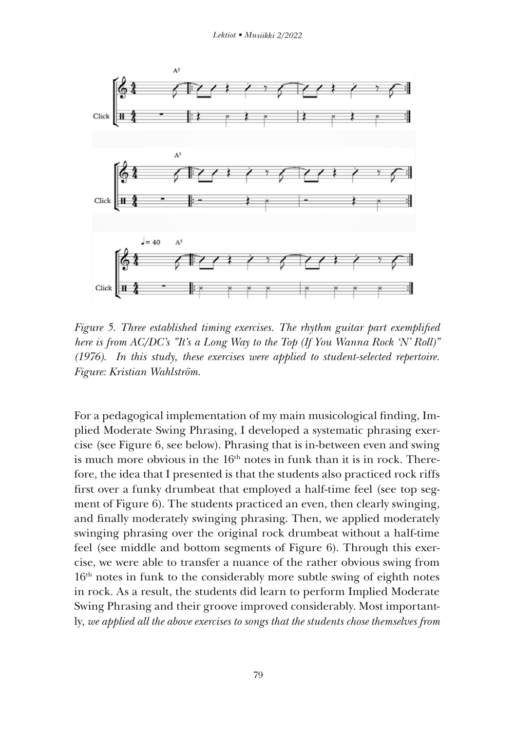*Figure 5. Three established timing exercises. The rhythm guitar part exemplified here is from AC/DC's "It's a Long Way to the Top (If You Wanna Rock 'N' Roll)" (1976). In this study, these exercises were applied to student-selected repertoire. Figure: Kristian Wahlström.*

For a pedagogical implementation of my main musicological finding, Implied Moderate Swing Phrasing, I developed a systematic phrasing exercise (see Figure 6, see below). Phrasing that is in-between even and swing is much more obvious in the 16th notes in funk than it is in rock. Therefore, the idea that I presented is that the students also practiced rock riffs first over a funky drumbeat that employed a half-time feel (see top segment of Figure 6). The students practiced an even, then clearly swinging, and finally moderately swinging phrasing. Then, we applied moderately swinging phrasing over the original rock drumbeat without a half-time feel (see middle and bottom segments of Figure 6). Through this exercise, we were able to transfer a nuance of the rather obvious swing from 16th notes in funk to the considerably more subtle swing of eighth notes in rock. As a result, the students did learn to perform Implied Moderate Swing Phrasing and their groove improved considerably. Most importantly, *we applied all the above exercises to songs that the students chose themselves from*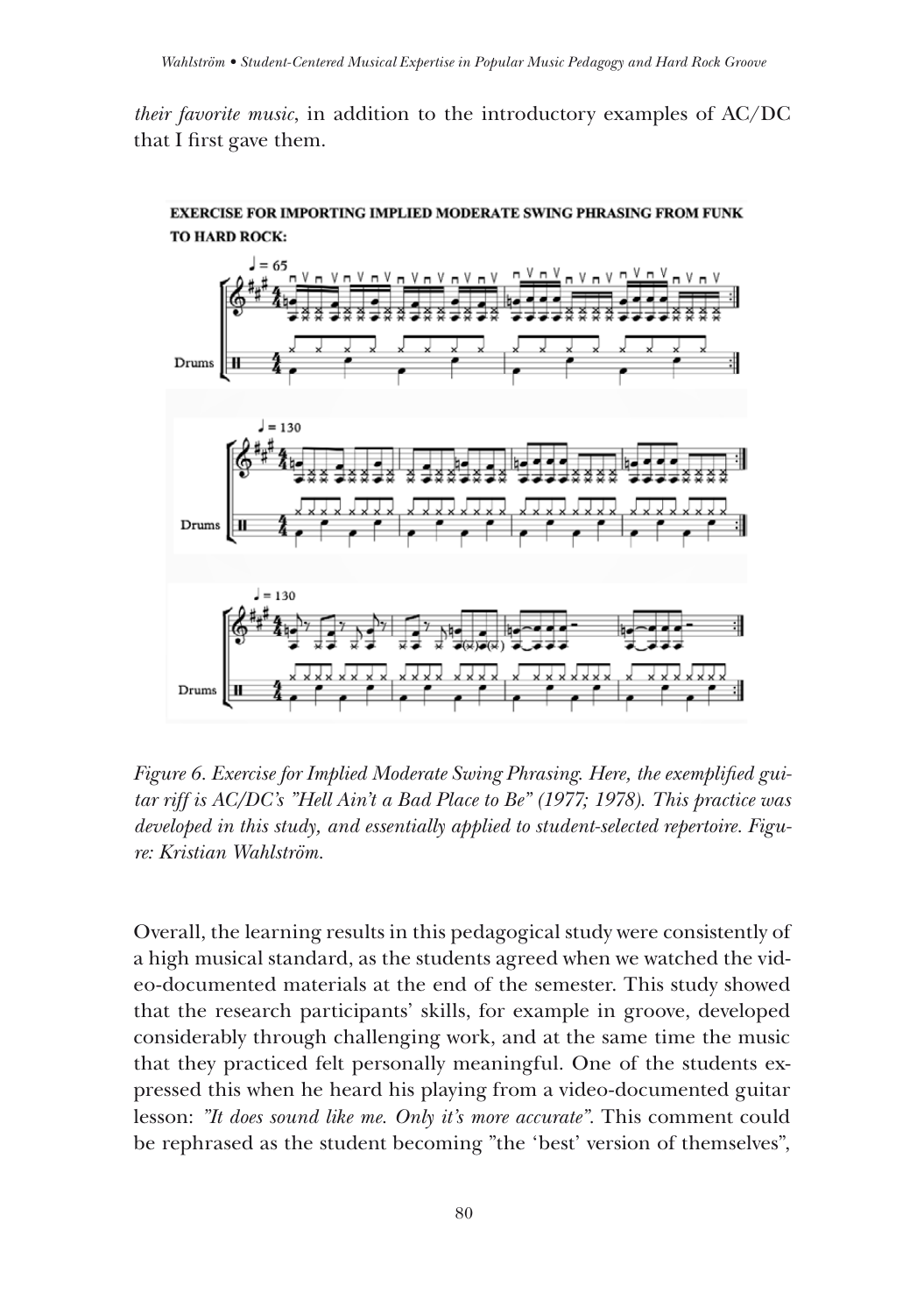*their favorite music*, in addition to the introductory examples of AC/DC that I first gave them.

**EXERCISE FOR IMPORTING IMPLIED MODERATE SWING PHRASING FROM FUNK TO HARD ROCK:**

*Figure 6. Exercise for Implied Moderate Swing Phrasing. Here, the exemplified guitar riff is AC/DC's "Hell Ain't a Bad Place to Be" (1977; 1978). This practice was developed in this study, and essentially applied to student-selected repertoire. Figure: Kristian Wahlström.*

Overall, the learning results in this pedagogical study were consistently of a high musical standard, as the students agreed when we watched the video-documented materials at the end of the semester. This study showed that the research participants' skills, for example in groove, developed considerably through challenging work, and at the same time the music that they practiced felt personally meaningful. One of the students expressed this when he heard his playing from a video-documented guitar lesson: *"It does sound like me. Only it's more accurate"*. This comment could be rephrased as the student becoming "the 'best' version of themselves",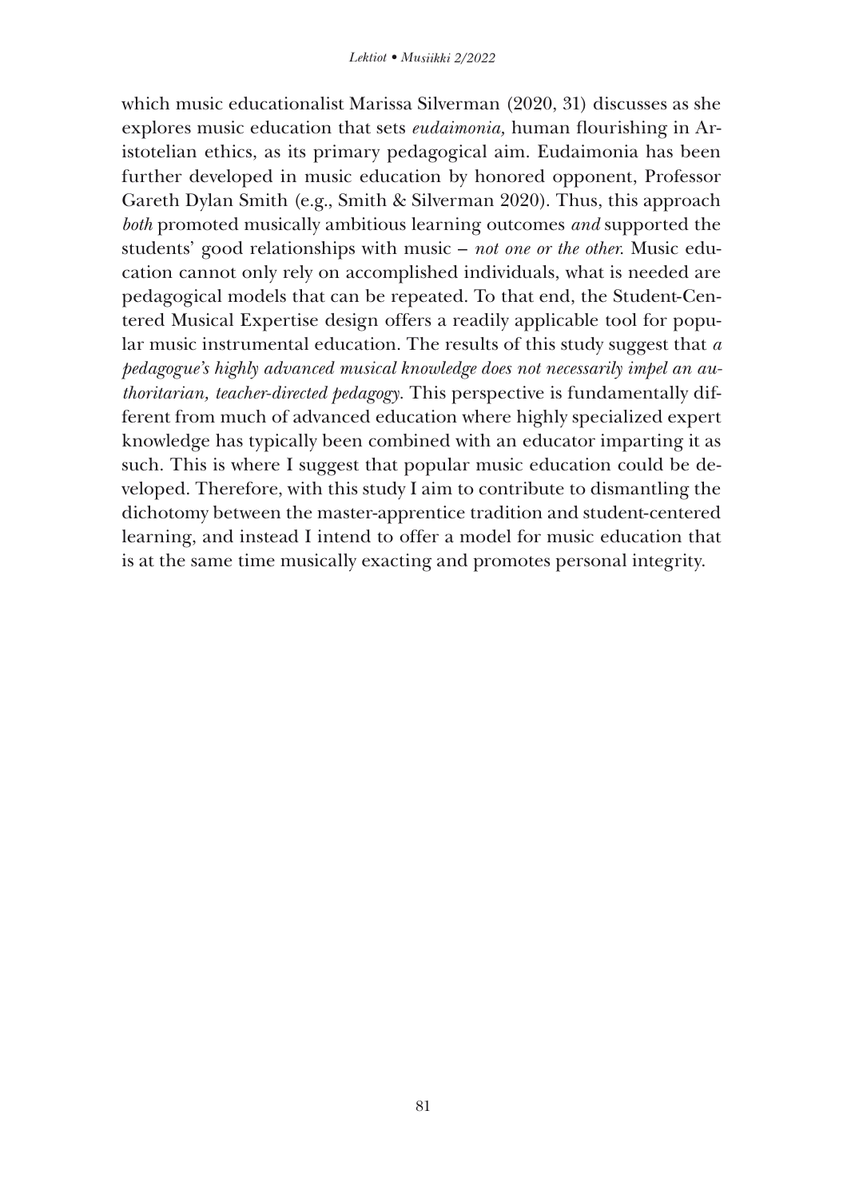which music educationalist Marissa Silverman (2020, 31) discusses as she explores music education that sets *eudaimonia,* human flourishing in Aristotelian ethics, as its primary pedagogical aim. Eudaimonia has been further developed in music education by honored opponent, Professor Gareth Dylan Smith (e.g., Smith & Silverman 2020). Thus, this approach *both* promoted musically ambitious learning outcomes *and* supported the students' good relationships with music – *not one or the other.* Music education cannot only rely on accomplished individuals, what is needed are pedagogical models that can be repeated. To that end, the Student-Centered Musical Expertise design offers a readily applicable tool for popular music instrumental education. The results of this study suggest that *a pedagogue's highly advanced musical knowledge does not necessarily impel an authoritarian, teacher-directed pedagogy.* This perspective is fundamentally different from much of advanced education where highly specialized expert knowledge has typically been combined with an educator imparting it as such. This is where I suggest that popular music education could be developed. Therefore, with this study I aim to contribute to dismantling the dichotomy between the master-apprentice tradition and student-centered learning, and instead I intend to offer a model for music education that is at the same time musically exacting and promotes personal integrity.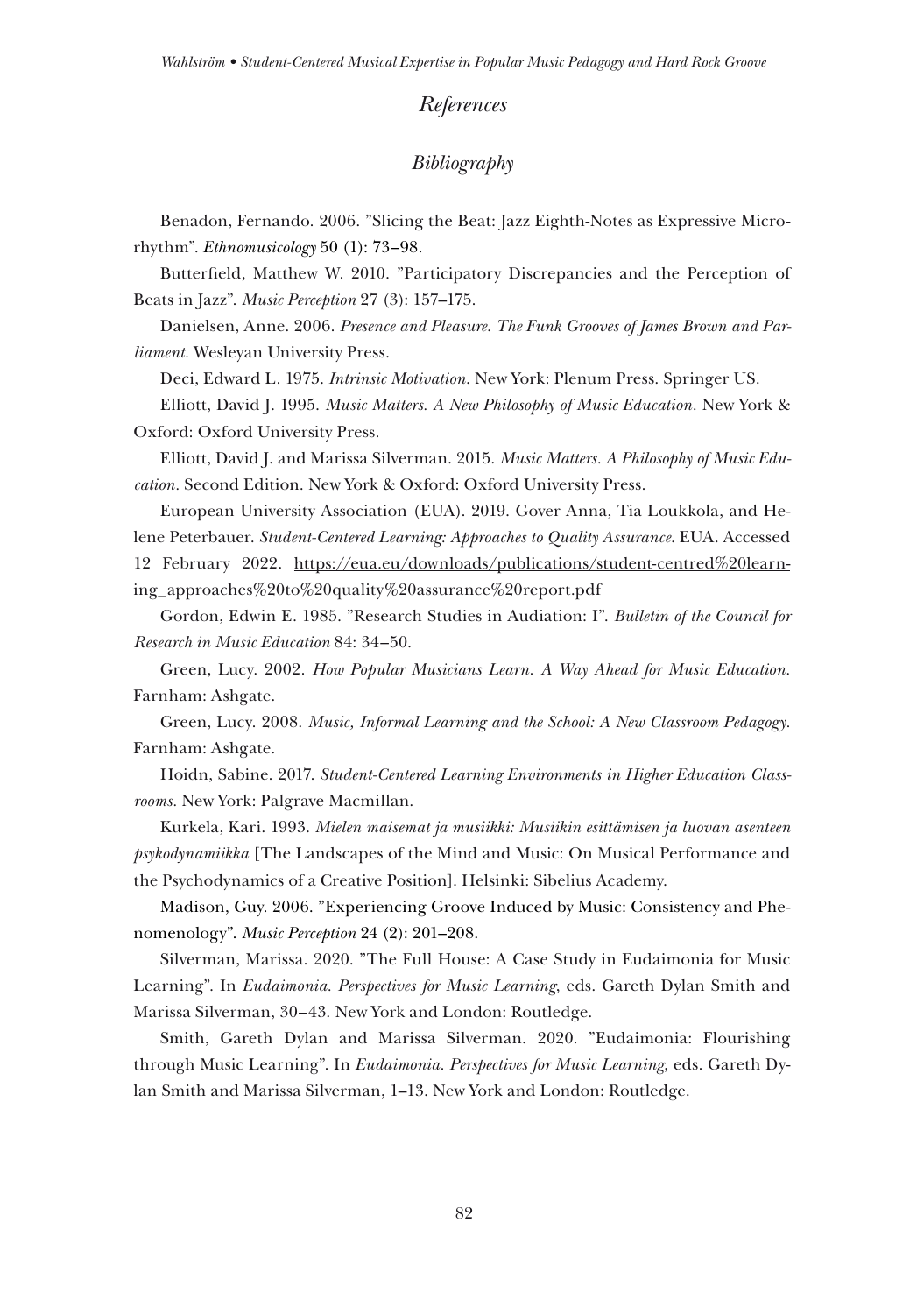## *References*

### *Bibliography*

Benadon, Fernando. 2006. "Slicing the Beat: Jazz Eighth-Notes as Expressive Microrhythm". *Ethnomusicology* 50 (1): 73–98.

Butterfield, Matthew W. 2010. "Participatory Discrepancies and the Perception of Beats in Jazz". *Music Perception* 27 (3): 157–175.

Danielsen, Anne. 2006. *Presence and Pleasure. The Funk Grooves of James Brown and Parliament.* Wesleyan University Press.

Deci, Edward L. 1975. *Intrinsic Motivation.* New York: Plenum Press. Springer US.

Elliott, David J. 1995. *Music Matters. A New Philosophy of Music Education.* New York & Oxford: Oxford University Press.

Elliott, David J. and Marissa Silverman. 2015. *Music Matters. A Philosophy of Music Education.* Second Edition. New York & Oxford: Oxford University Press.

European University Association (EUA). 2019. Gover Anna, Tia Loukkola, and Helene Peterbauer. *Student-Centered Learning: Approaches to Quality Assurance.* EUA. Accessed 12 February 2022. https://eua.eu/downloads/publications/student-centred%20learning_approaches%20to%20quality%20assurance%20report.pdf

Gordon, Edwin E. 1985. "Research Studies in Audiation: I". *Bulletin of the Council for Research in Music Education* 84: 34–50.

Green, Lucy. 2002. *How Popular Musicians Learn. A Way Ahead for Music Education.* Farnham: Ashgate.

Green, Lucy. 2008. *Music, Informal Learning and the School: A New Classroom Pedagogy.* Farnham: Ashgate.

Hoidn, Sabine. 2017. *Student-Centered Learning Environments in Higher Education Classrooms.* New York: Palgrave Macmillan.

Kurkela, Kari. 1993. *Mielen maisemat ja musiikki: Musiikin esittämisen ja luovan asenteen psykodynamiikka* [The Landscapes of the Mind and Music: On Musical Performance and the Psychodynamics of a Creative Position]. Helsinki: Sibelius Academy.

Madison, Guy. 2006. "Experiencing Groove Induced by Music: Consistency and Phenomenology". *Music Perception* 24 (2): 201–208.

Silverman, Marissa. 2020. "The Full House: A Case Study in Eudaimonia for Music Learning". In *Eudaimonia. Perspectives for Music Learning*, eds. Gareth Dylan Smith and Marissa Silverman, 30–43. New York and London: Routledge.

Smith, Gareth Dylan and Marissa Silverman. 2020. "Eudaimonia: Flourishing through Music Learning". In *Eudaimonia. Perspectives for Music Learning*, eds. Gareth Dylan Smith and Marissa Silverman, 1–13. New York and London: Routledge.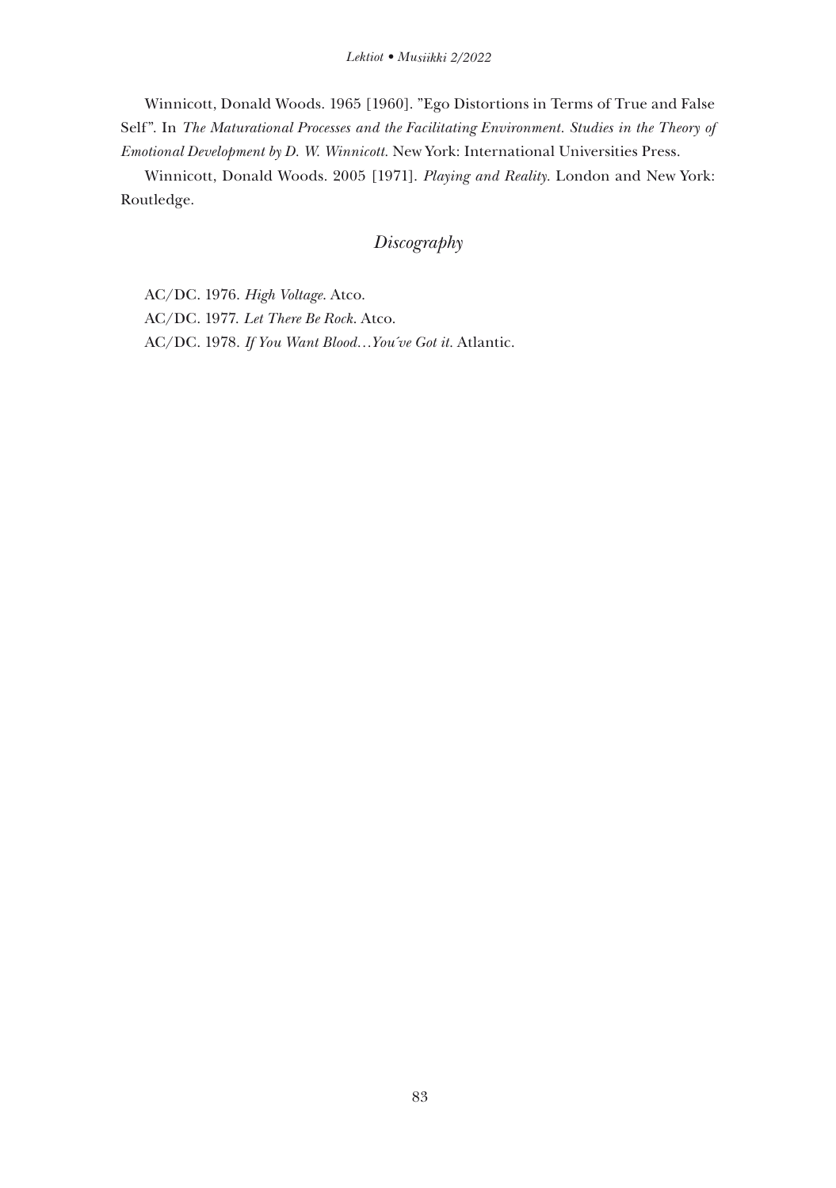Winnicott, Donald Woods. 1965 [1960]. ”Ego Distortions in Terms of True and False Self”. In *The Maturational Processes and the Facilitating Environment. Studies in the Theory of Emotional Development by D. W. Winnicott.* New York: International Universities Press.

Winnicott, Donald Woods. 2005 [1971]. *Playing and Reality.* London and New York: Routledge.

## *Discography*

AC/DC. 1976. *High Voltage*. Atco.

AC/DC. 1977. *Let There Be Rock*. Atco.

AC/DC. 1978. *If You Want Blood…You´ve Got it*. Atlantic.